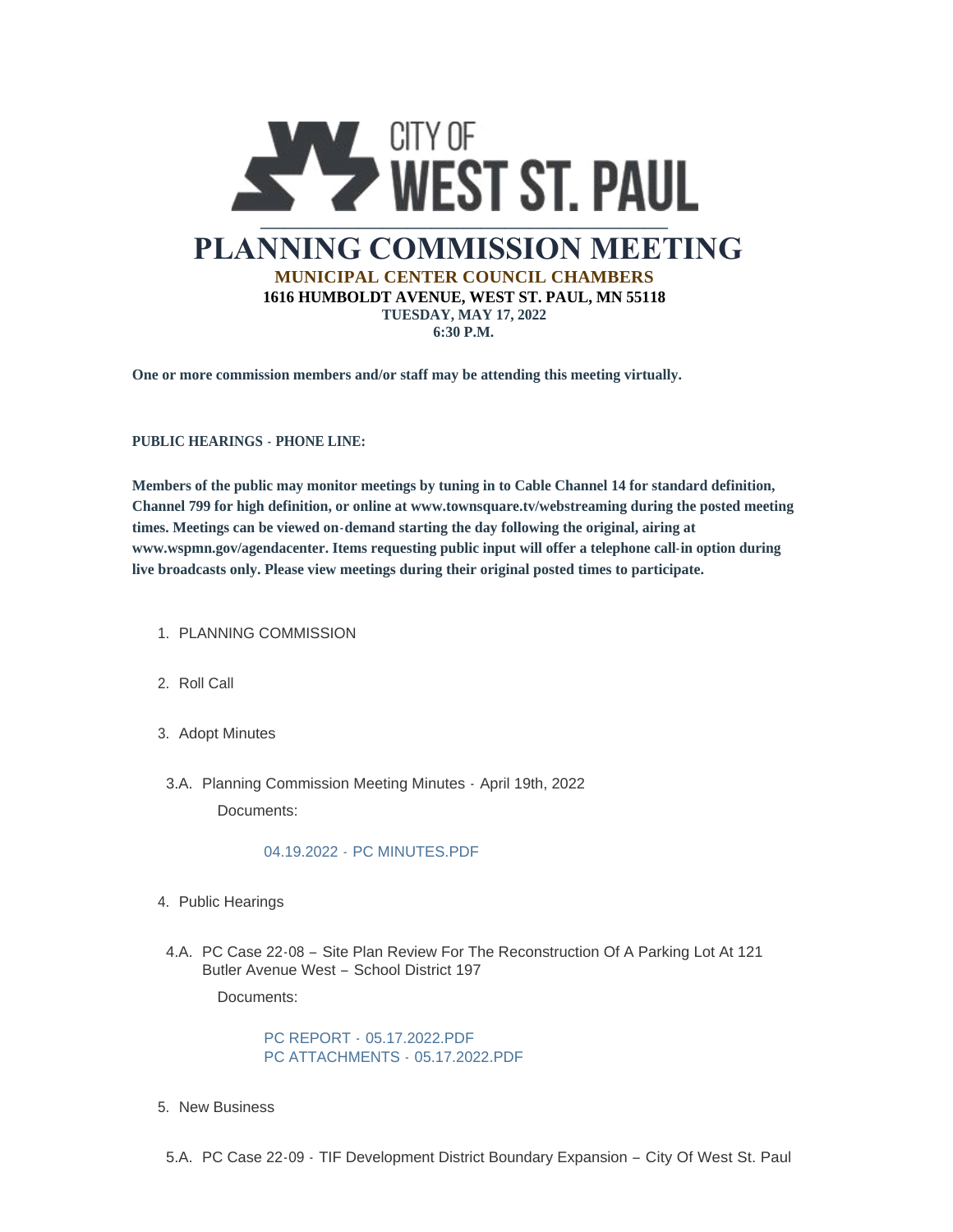CITY OF WEST ST. PAUL

# PLANNING COMMISSION MEETING

**MUNICIPAL CENTER COUNCIL CHAMBERS**
**1616 HUMBOLDT AVENUE, WEST ST. PAUL, MN 55118**
**TUESDAY, MAY 17, 2022**
**6:30 P.M.**

**One or more commission members and/or staff may be attending this meeting virtually.**

**PUBLIC HEARINGS - PHONE LINE:**

**Members of the public may monitor meetings by tuning in to Cable Channel 14 for standard definition, Channel 799 for high definition, or online at www.townsquare.tv/webstreaming during the posted meeting times. Meetings can be viewed on-demand starting the day following the original, airing at www.wspmn.gov/agendacenter. Items requesting public input will offer a telephone call-in option during live broadcasts only. Please view meetings during their original posted times to participate.**

1. PLANNING COMMISSION

2. Roll Call

3. Adopt Minutes

3.A. Planning Commission Meeting Minutes - April 19th, 2022

Documents:

04.19.2022 - PC MINUTES.PDF

4. Public Hearings

4.A. PC Case 22-08 – Site Plan Review For The Reconstruction Of A Parking Lot At 121 Butler Avenue West – School District 197

Documents:

PC REPORT - 05.17.2022.PDF
PC ATTACHMENTS - 05.17.2022.PDF

5. New Business

5.A. PC Case 22-09 - TIF Development District Boundary Expansion – City Of West St. Paul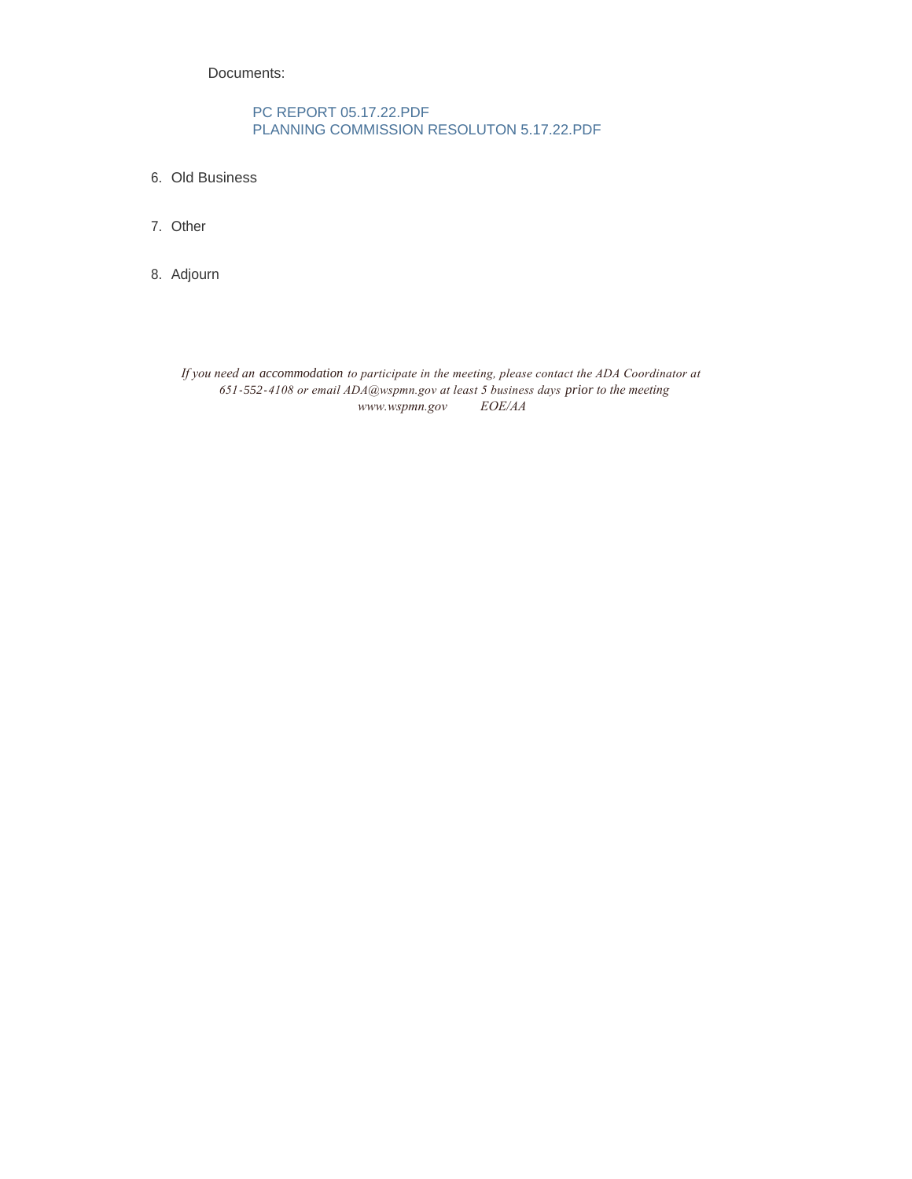Documents:

PC REPORT 05.17.22.PDF
PLANNING COMMISSION RESOLUTON 5.17.22.PDF

6. Old Business

7. Other

8. Adjourn

*If you need an accommodation to participate in the meeting, please contact the ADA Coordinator at 651-552-4108 or email ADA@wspmn.gov at least 5 business days prior to the meeting*
*www.wspmn.gov EOE/AA*